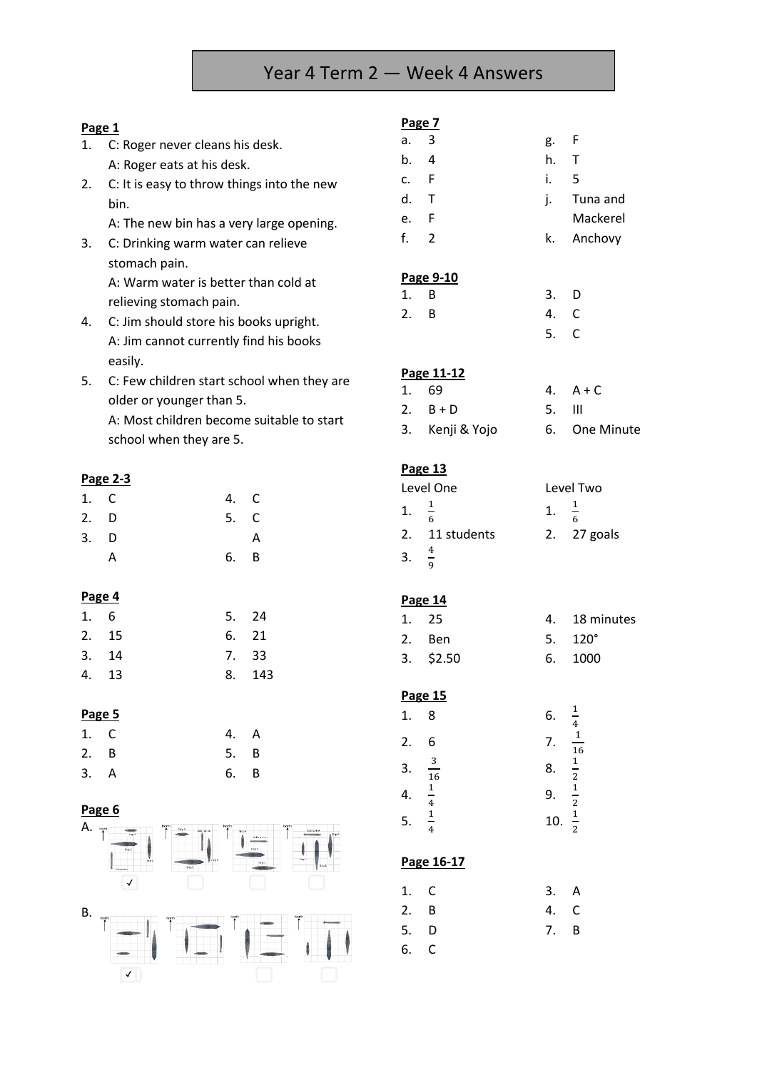# Year 4 Term 2 — Week 4 Answers

**Page 1**

1. C: Roger never cleans his desk.
   A: Roger eats at his desk.
2. C: It is easy to throw things into the new bin.
   A: The new bin has a very large opening.
3. C: Drinking warm water can relieve stomach pain.
   A: Warm water is better than cold at relieving stomach pain.
4. C: Jim should store his books upright.
   A: Jim cannot currently find his books easily.
5. C: Few children start school when they are older or younger than 5.
   A: Most children become suitable to start school when they are 5.

**Page 2-3**

1. C
2. D
3. D
   A
4. C
5. C
   A
6. B

**Page 4**

1. 6
2. 15
3. 14
4. 13
5. 24
6. 21
7. 33
8. 143

**Page 5**

1. C
2. B
3. A
4. A
5. B
6. B

**Page 6**

A. ✓ (first option)

B. ✓ (first option)

**Page 7**

a. 3
b. 4
c. F
d. T
e. F
f. 2
g. F
h. T
i. 5
j. Tuna and Mackerel
k. Anchovy

**Page 9-10**

1. B
2. B
3. D
4. C
5. C

**Page 11-12**

1. 69
2. B + D
3. Kenji & Yojo
4. A + C
5. III
6. One Minute

**Page 13**

Level One

1. $\frac{1}{6}$
2. 11 students
3. $\frac{4}{9}$

Level Two

1. $\frac{1}{6}$
2. 27 goals

**Page 14**

1. 25
2. Ben
3. $2.50
4. 18 minutes
5. 120°
6. 1000

**Page 15**

1. 8
2. 6
3. $\frac{3}{16}$
4. $\frac{1}{4}$
5. $\frac{1}{4}$
6. $\frac{1}{4}$
7. $\frac{1}{16}$
8. $\frac{1}{2}$
9. $\frac{1}{2}$
10. $\frac{1}{2}$

**Page 16-17**

1. C
2. B
3. A
4. C
5. D
6. C
7. B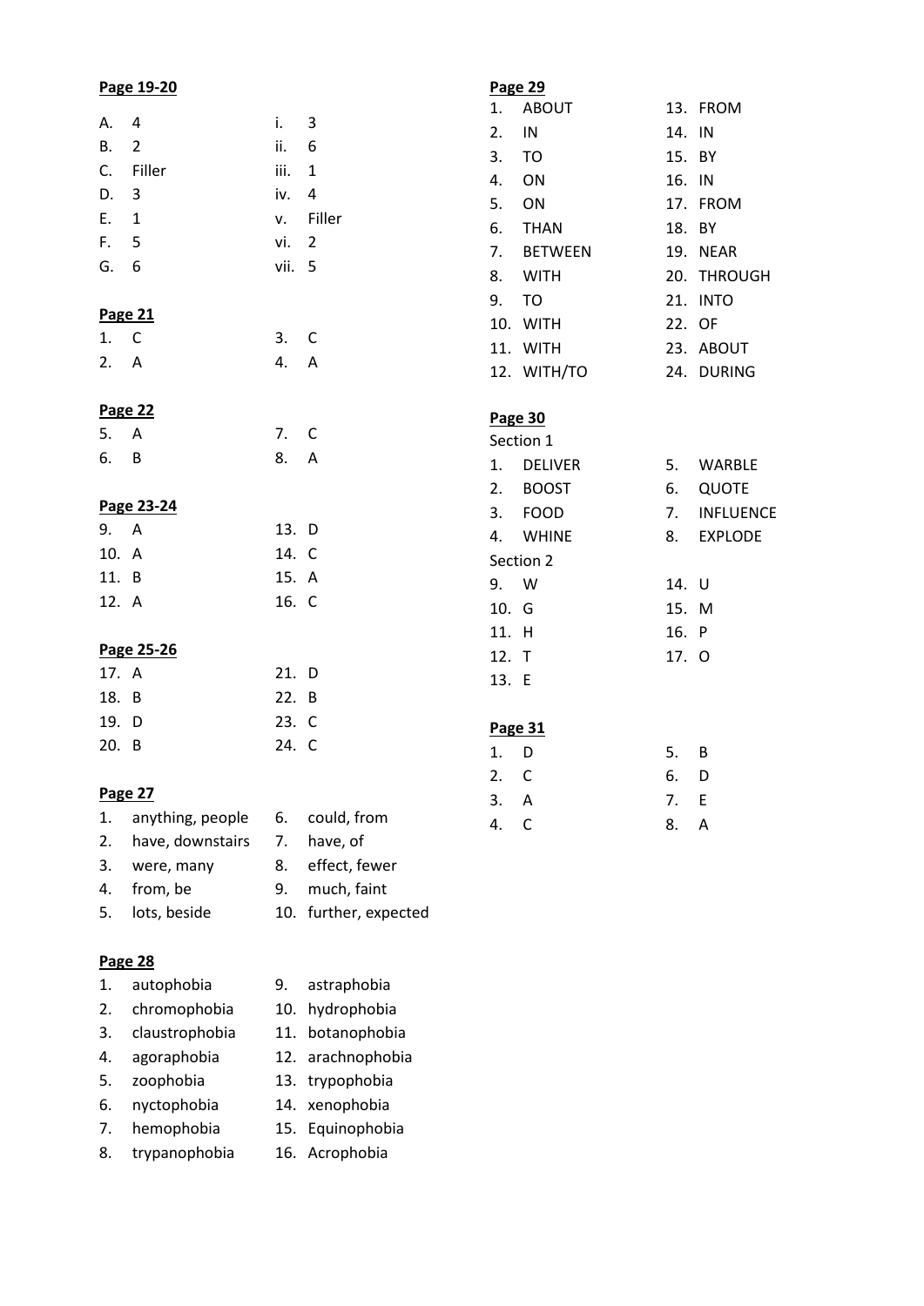**Page 19-20**

| | | | |
|---|---|---|---|
| A. | 4 | i. | 3 |
| B. | 2 | ii. | 6 |
| C. | Filler | iii. | 1 |
| D. | 3 | iv. | 4 |
| E. | 1 | v. | Filler |
| F. | 5 | vi. | 2 |
| G. | 6 | vii. | 5 |

**Page 21**

| | | | |
|---|---|---|---|
| 1. | C | 3. | C |
| 2. | A | 4. | A |

**Page 22**

| | | | |
|---|---|---|---|
| 5. | A | 7. | C |
| 6. | B | 8. | A |

**Page 23-24**

| | | | |
|---|---|---|---|
| 9. | A | 13. | D |
| 10. | A | 14. | C |
| 11. | B | 15. | A |
| 12. | A | 16. | C |

**Page 25-26**

| | | | |
|---|---|---|---|
| 17. | A | 21. | D |
| 18. | B | 22. | B |
| 19. | D | 23. | C |
| 20. | B | 24. | C |

**Page 27**

| | | | |
|---|---|---|---|
| 1. | anything, people | 6. | could, from |
| 2. | have, downstairs | 7. | have, of |
| 3. | were, many | 8. | effect, fewer |
| 4. | from, be | 9. | much, faint |
| 5. | lots, beside | 10. | further, expected |

**Page 28**

| | | | |
|---|---|---|---|
| 1. | autophobia | 9. | astraphobia |
| 2. | chromophobia | 10. | hydrophobia |
| 3. | claustrophobia | 11. | botanophobia |
| 4. | agoraphobia | 12. | arachnophobia |
| 5. | zoophobia | 13. | trypophobia |
| 6. | nyctophobia | 14. | xenophobia |
| 7. | hemophobia | 15. | Equinophobia |
| 8. | trypanophobia | 16. | Acrophobia |

**Page 29**

| | | | |
|---|---|---|---|
| 1. | ABOUT | 13. | FROM |
| 2. | IN | 14. | IN |
| 3. | TO | 15. | BY |
| 4. | ON | 16. | IN |
| 5. | ON | 17. | FROM |
| 6. | THAN | 18. | BY |
| 7. | BETWEEN | 19. | NEAR |
| 8. | WITH | 20. | THROUGH |
| 9. | TO | 21. | INTO |
| 10. | WITH | 22. | OF |
| 11. | WITH | 23. | ABOUT |
| 12. | WITH/TO | 24. | DURING |

**Page 30**

Section 1

| | | | |
|---|---|---|---|
| 1. | DELIVER | 5. | WARBLE |
| 2. | BOOST | 6. | QUOTE |
| 3. | FOOD | 7. | INFLUENCE |
| 4. | WHINE | 8. | EXPLODE |

Section 2

| | | | |
|---|---|---|---|
| 9. | W | 14. | U |
| 10. | G | 15. | M |
| 11. | H | 16. | P |
| 12. | T | 17. | O |
| 13. | E | | |

**Page 31**

| | | | |
|---|---|---|---|
| 1. | D | 5. | B |
| 2. | C | 6. | D |
| 3. | A | 7. | E |
| 4. | C | 8. | A |